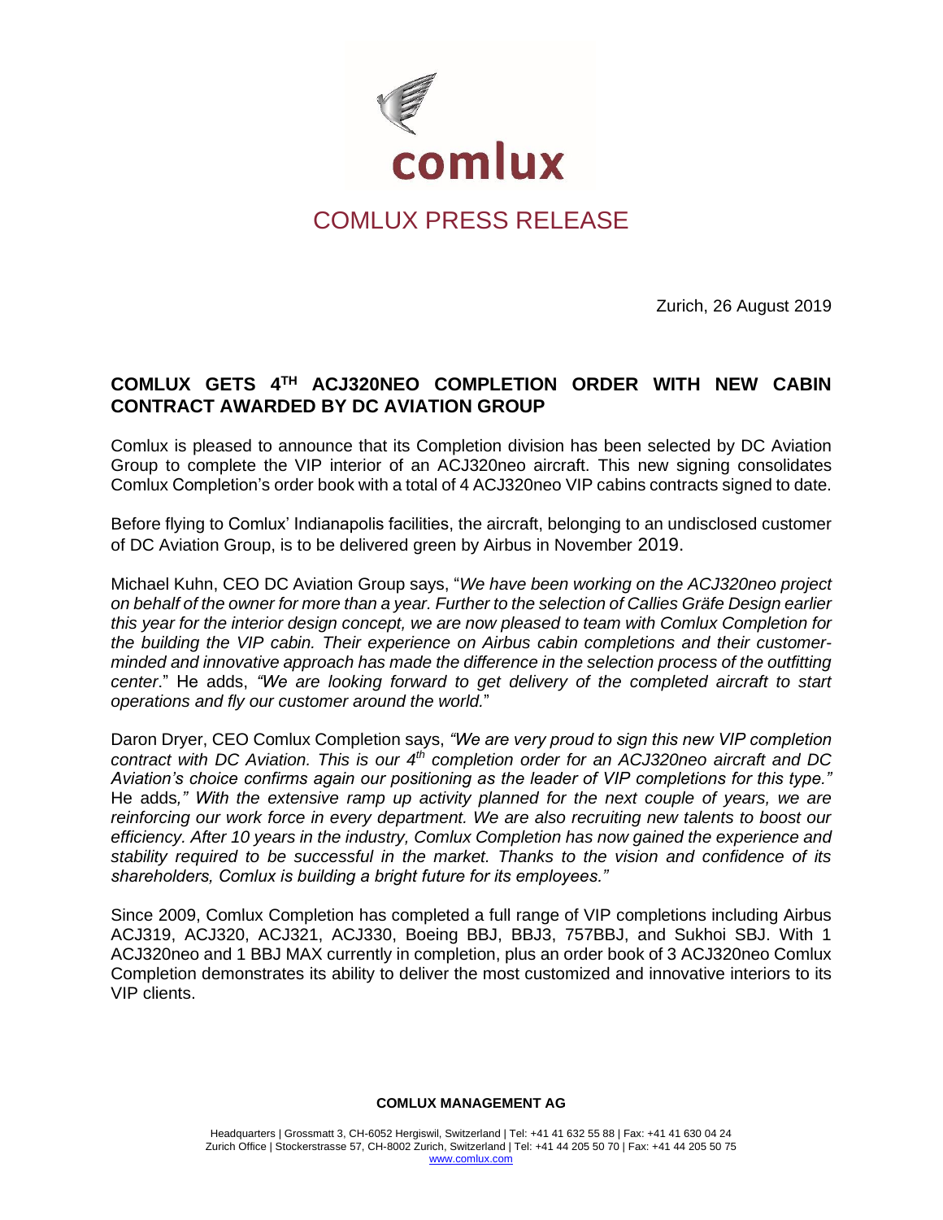comlux

# COMLUX PRESS RELEASE

Zurich, 26 August 2019

## COMLUX GETS 4TH ACJ320NEO COMPLETION ORDER WITH NEW CABIN CONTRACT AWARDED BY DC AVIATION GROUP

Comlux is pleased to announce that its Completion division has been selected by DC Aviation Group to complete the VIP interior of an ACJ320neo aircraft. This new signing consolidates Comlux Completion's order book with a total of 4 ACJ320neo VIP cabins contracts signed to date.

Before flying to Comlux' Indianapolis facilities, the aircraft, belonging to an undisclosed customer of DC Aviation Group, is to be delivered green by Airbus in November 2019.

Michael Kuhn, CEO DC Aviation Group says, "*We have been working on the ACJ320neo project on behalf of the owner for more than a year. Further to the selection of Callies Gräfe Design earlier this year for the interior design concept, we are now pleased to team with Comlux Completion for the building the VIP cabin. Their experience on Airbus cabin completions and their customer-minded and innovative approach has made the difference in the selection process of the outfitting center*." He adds, *"We are looking forward to get delivery of the completed aircraft to start operations and fly our customer around the world.*"

Daron Dryer, CEO Comlux Completion says, *"We are very proud to sign this new VIP completion contract with DC Aviation. This is our 4th completion order for an ACJ320neo aircraft and DC Aviation's choice confirms again our positioning as the leader of VIP completions for this type."* He adds*," With the extensive ramp up activity planned for the next couple of years, we are reinforcing our work force in every department. We are also recruiting new talents to boost our efficiency. After 10 years in the industry, Comlux Completion has now gained the experience and stability required to be successful in the market. Thanks to the vision and confidence of its shareholders, Comlux is building a bright future for its employees."*

Since 2009, Comlux Completion has completed a full range of VIP completions including Airbus ACJ319, ACJ320, ACJ321, ACJ330, Boeing BBJ, BBJ3, 757BBJ, and Sukhoi SBJ. With 1 ACJ320neo and 1 BBJ MAX currently in completion, plus an order book of 3 ACJ320neo Comlux Completion demonstrates its ability to deliver the most customized and innovative interiors to its VIP clients.

**COMLUX MANAGEMENT AG**

Headquarters | Grossmatt 3, CH-6052 Hergiswil, Switzerland | Tel: +41 41 632 55 88 | Fax: +41 41 630 04 24
Zurich Office | Stockerstrasse 57, CH-8002 Zurich, Switzerland | Tel: +41 44 205 50 70 | Fax: +41 44 205 50 75
www.comlux.com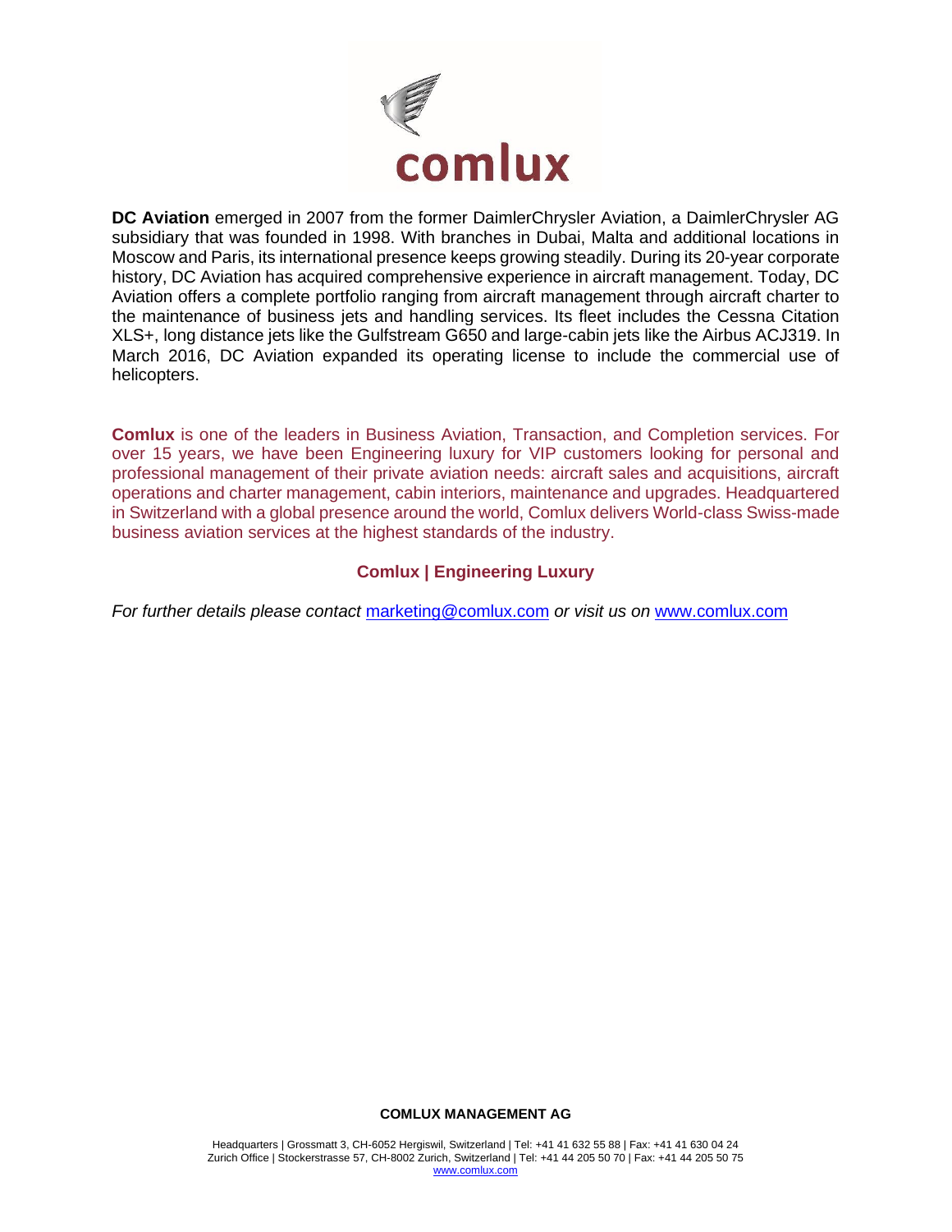**DC Aviation** emerged in 2007 from the former DaimlerChrysler Aviation, a DaimlerChrysler AG subsidiary that was founded in 1998. With branches in Dubai, Malta and additional locations in Moscow and Paris, its international presence keeps growing steadily. During its 20-year corporate history, DC Aviation has acquired comprehensive experience in aircraft management. Today, DC Aviation offers a complete portfolio ranging from aircraft management through aircraft charter to the maintenance of business jets and handling services. Its fleet includes the Cessna Citation XLS+, long distance jets like the Gulfstream G650 and large-cabin jets like the Airbus ACJ319. In March 2016, DC Aviation expanded its operating license to include the commercial use of helicopters.

**Comlux** is one of the leaders in Business Aviation, Transaction, and Completion services. For over 15 years, we have been Engineering luxury for VIP customers looking for personal and professional management of their private aviation needs: aircraft sales and acquisitions, aircraft operations and charter management, cabin interiors, maintenance and upgrades. Headquartered in Switzerland with a global presence around the world, Comlux delivers World-class Swiss-made business aviation services at the highest standards of the industry.

**Comlux | Engineering Luxury**

*For further details please contact* marketing@comlux.com *or visit us on* www.comlux.com

**COMLUX MANAGEMENT AG**

Headquarters | Grossmatt 3, CH-6052 Hergiswil, Switzerland | Tel: +41 41 632 55 88 | Fax: +41 41 630 04 24
Zurich Office | Stockerstrasse 57, CH-8002 Zurich, Switzerland | Tel: +41 44 205 50 70 | Fax: +41 44 205 50 75
www.comlux.com